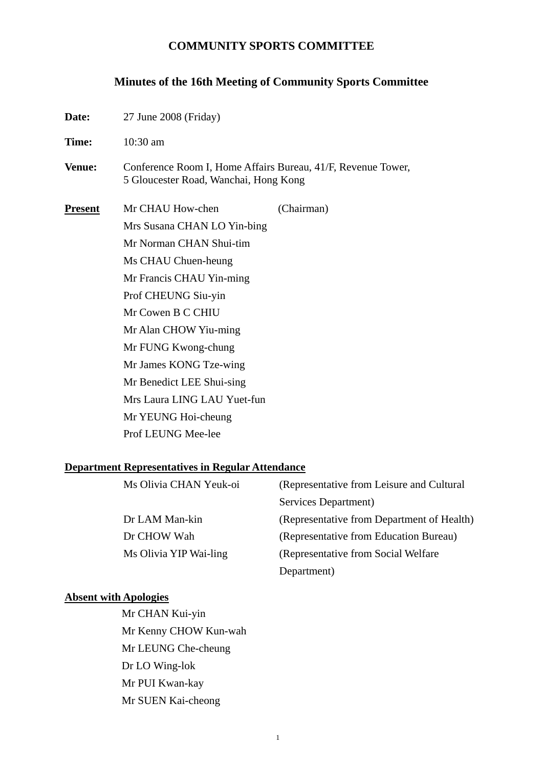# COMMUNITY SPORTS COMMITTEE

## Minutes of the 16th Meeting of Community Sports Committee

**Date:** 27 June 2008 (Friday)

**Time:** 10:30 am

**Venue:** Conference Room I, Home Affairs Bureau, 41/F, Revenue Tower, 5 Gloucester Road, Wanchai, Hong Kong

**Present**

Mr CHAU How-chen (Chairman)
Mrs Susana CHAN LO Yin-bing
Mr Norman CHAN Shui-tim
Ms CHAU Chuen-heung
Mr Francis CHAU Yin-ming
Prof CHEUNG Siu-yin
Mr Cowen B C CHIU
Mr Alan CHOW Yiu-ming
Mr FUNG Kwong-chung
Mr James KONG Tze-wing
Mr Benedict LEE Shui-sing
Mrs Laura LING LAU Yuet-fun
Mr YEUNG Hoi-cheung
Prof LEUNG Mee-lee

**Department Representatives in Regular Attendance**

Ms Olivia CHAN Yeuk-oi (Representative from Leisure and Cultural Services Department)
Dr LAM Man-kin (Representative from Department of Health)
Dr CHOW Wah (Representative from Education Bureau)
Ms Olivia YIP Wai-ling (Representative from Social Welfare Department)

**Absent with Apologies**

Mr CHAN Kui-yin
Mr Kenny CHOW Kun-wah
Mr LEUNG Che-cheung
Dr LO Wing-lok
Mr PUI Kwan-kay
Mr SUEN Kai-cheong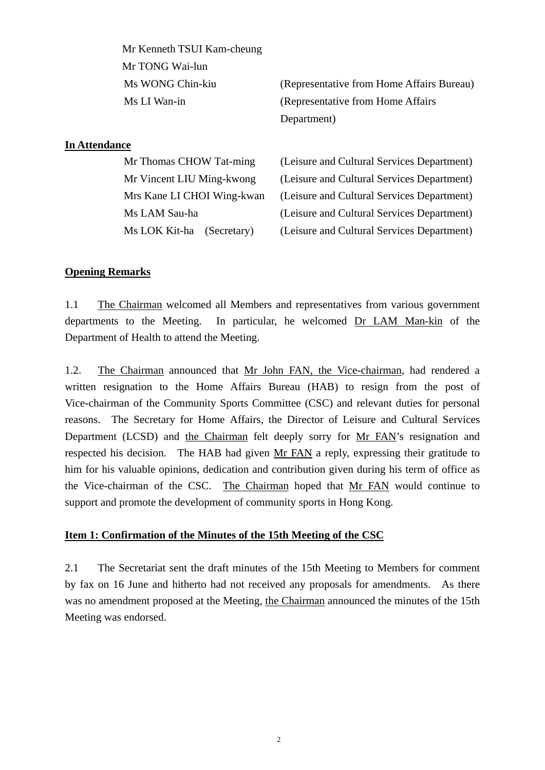| | |
|---|---|
| Mr Kenneth TSUI Kam-cheung | |
| Mr TONG Wai-lun | |
| Ms WONG Chin-kiu | (Representative from Home Affairs Bureau) |
| Ms LI Wan-in | (Representative from Home Affairs Department) |

**In Attendance**

| | |
|---|---|
| Mr Thomas CHOW Tat-ming | (Leisure and Cultural Services Department) |
| Mr Vincent LIU Ming-kwong | (Leisure and Cultural Services Department) |
| Mrs Kane LI CHOI Wing-kwan | (Leisure and Cultural Services Department) |
| Ms LAM Sau-ha | (Leisure and Cultural Services Department) |
| Ms LOK Kit-ha (Secretary) | (Leisure and Cultural Services Department) |

**Opening Remarks**

1.1 The Chairman welcomed all Members and representatives from various government departments to the Meeting. In particular, he welcomed Dr LAM Man-kin of the Department of Health to attend the Meeting.

1.2. The Chairman announced that Mr John FAN, the Vice-chairman, had rendered a written resignation to the Home Affairs Bureau (HAB) to resign from the post of Vice-chairman of the Community Sports Committee (CSC) and relevant duties for personal reasons. The Secretary for Home Affairs, the Director of Leisure and Cultural Services Department (LCSD) and the Chairman felt deeply sorry for Mr FAN's resignation and respected his decision. The HAB had given Mr FAN a reply, expressing their gratitude to him for his valuable opinions, dedication and contribution given during his term of office as the Vice-chairman of the CSC. The Chairman hoped that Mr FAN would continue to support and promote the development of community sports in Hong Kong.

**Item 1: Confirmation of the Minutes of the 15th Meeting of the CSC**

2.1 The Secretariat sent the draft minutes of the 15th Meeting to Members for comment by fax on 16 June and hitherto had not received any proposals for amendments. As there was no amendment proposed at the Meeting, the Chairman announced the minutes of the 15th Meeting was endorsed.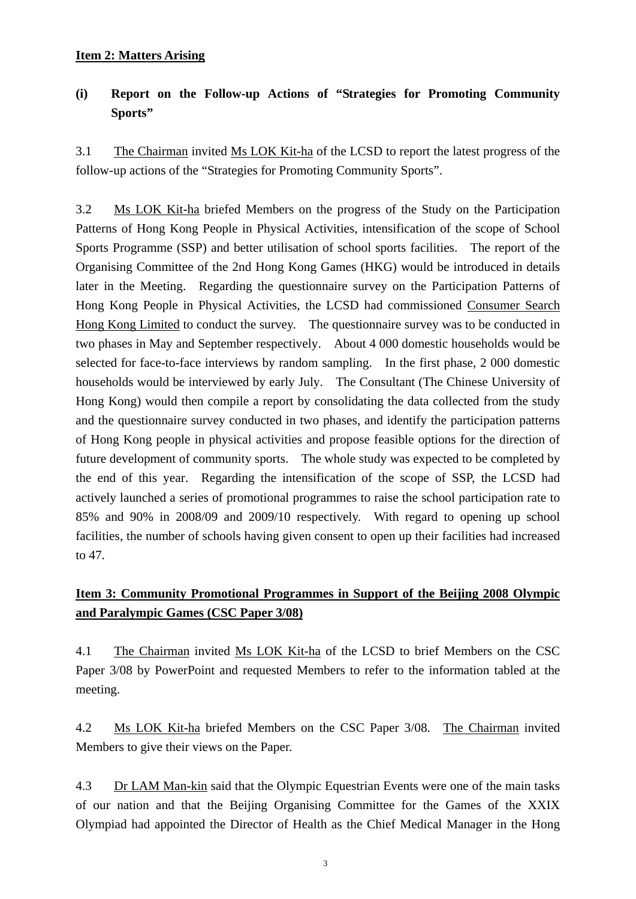**Item 2: Matters Arising**

**(i) Report on the Follow-up Actions of "Strategies for Promoting Community Sports"**

3.1 The Chairman invited Ms LOK Kit-ha of the LCSD to report the latest progress of the follow-up actions of the "Strategies for Promoting Community Sports".

3.2 Ms LOK Kit-ha briefed Members on the progress of the Study on the Participation Patterns of Hong Kong People in Physical Activities, intensification of the scope of School Sports Programme (SSP) and better utilisation of school sports facilities. The report of the Organising Committee of the 2nd Hong Kong Games (HKG) would be introduced in details later in the Meeting. Regarding the questionnaire survey on the Participation Patterns of Hong Kong People in Physical Activities, the LCSD had commissioned Consumer Search Hong Kong Limited to conduct the survey. The questionnaire survey was to be conducted in two phases in May and September respectively. About 4 000 domestic households would be selected for face-to-face interviews by random sampling. In the first phase, 2 000 domestic households would be interviewed by early July. The Consultant (The Chinese University of Hong Kong) would then compile a report by consolidating the data collected from the study and the questionnaire survey conducted in two phases, and identify the participation patterns of Hong Kong people in physical activities and propose feasible options for the direction of future development of community sports. The whole study was expected to be completed by the end of this year. Regarding the intensification of the scope of SSP, the LCSD had actively launched a series of promotional programmes to raise the school participation rate to 85% and 90% in 2008/09 and 2009/10 respectively. With regard to opening up school facilities, the number of schools having given consent to open up their facilities had increased to 47.

**Item 3: Community Promotional Programmes in Support of the Beijing 2008 Olympic and Paralympic Games (CSC Paper 3/08)**

4.1 The Chairman invited Ms LOK Kit-ha of the LCSD to brief Members on the CSC Paper 3/08 by PowerPoint and requested Members to refer to the information tabled at the meeting.

4.2 Ms LOK Kit-ha briefed Members on the CSC Paper 3/08. The Chairman invited Members to give their views on the Paper.

4.3 Dr LAM Man-kin said that the Olympic Equestrian Events were one of the main tasks of our nation and that the Beijing Organising Committee for the Games of the XXIX Olympiad had appointed the Director of Health as the Chief Medical Manager in the Hong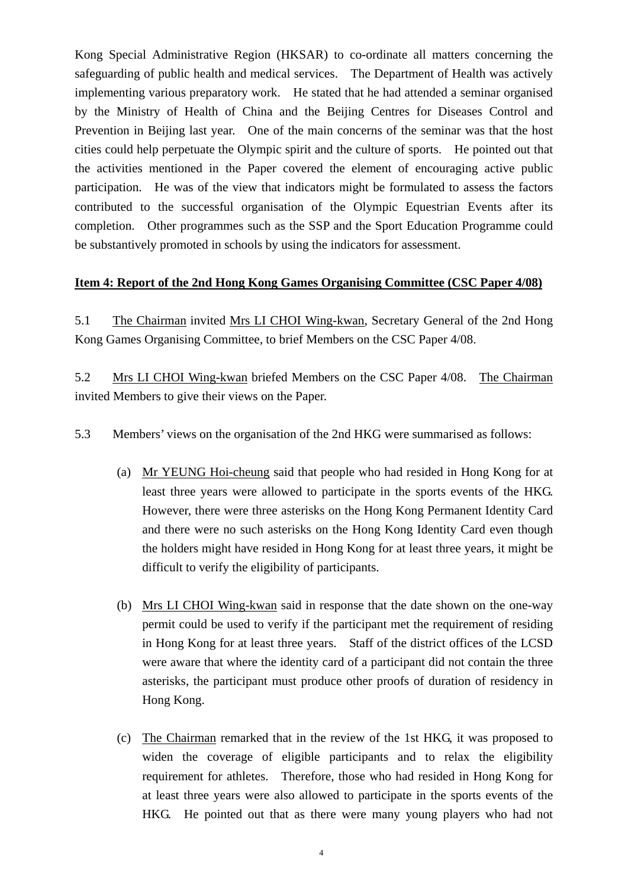Kong Special Administrative Region (HKSAR) to co-ordinate all matters concerning the safeguarding of public health and medical services. The Department of Health was actively implementing various preparatory work. He stated that he had attended a seminar organised by the Ministry of Health of China and the Beijing Centres for Diseases Control and Prevention in Beijing last year. One of the main concerns of the seminar was that the host cities could help perpetuate the Olympic spirit and the culture of sports. He pointed out that the activities mentioned in the Paper covered the element of encouraging active public participation. He was of the view that indicators might be formulated to assess the factors contributed to the successful organisation of the Olympic Equestrian Events after its completion. Other programmes such as the SSP and the Sport Education Programme could be substantively promoted in schools by using the indicators for assessment.

**Item 4: Report of the 2nd Hong Kong Games Organising Committee (CSC Paper 4/08)**

5.1 The Chairman invited Mrs LI CHOI Wing-kwan, Secretary General of the 2nd Hong Kong Games Organising Committee, to brief Members on the CSC Paper 4/08.

5.2 Mrs LI CHOI Wing-kwan briefed Members on the CSC Paper 4/08. The Chairman invited Members to give their views on the Paper.

5.3 Members' views on the organisation of the 2nd HKG were summarised as follows:

(a) Mr YEUNG Hoi-cheung said that people who had resided in Hong Kong for at least three years were allowed to participate in the sports events of the HKG. However, there were three asterisks on the Hong Kong Permanent Identity Card and there were no such asterisks on the Hong Kong Identity Card even though the holders might have resided in Hong Kong for at least three years, it might be difficult to verify the eligibility of participants.

(b) Mrs LI CHOI Wing-kwan said in response that the date shown on the one-way permit could be used to verify if the participant met the requirement of residing in Hong Kong for at least three years. Staff of the district offices of the LCSD were aware that where the identity card of a participant did not contain the three asterisks, the participant must produce other proofs of duration of residency in Hong Kong.

(c) The Chairman remarked that in the review of the 1st HKG, it was proposed to widen the coverage of eligible participants and to relax the eligibility requirement for athletes. Therefore, those who had resided in Hong Kong for at least three years were also allowed to participate in the sports events of the HKG. He pointed out that as there were many young players who had not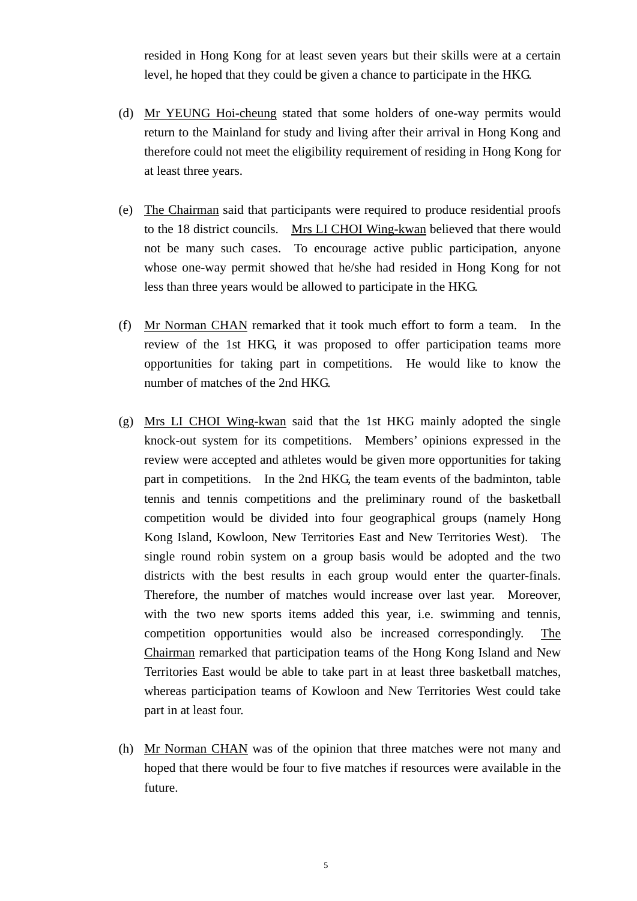resided in Hong Kong for at least seven years but their skills were at a certain level, he hoped that they could be given a chance to participate in the HKG.

(d) Mr YEUNG Hoi-cheung stated that some holders of one-way permits would return to the Mainland for study and living after their arrival in Hong Kong and therefore could not meet the eligibility requirement of residing in Hong Kong for at least three years.

(e) The Chairman said that participants were required to produce residential proofs to the 18 district councils. Mrs LI CHOI Wing-kwan believed that there would not be many such cases. To encourage active public participation, anyone whose one-way permit showed that he/she had resided in Hong Kong for not less than three years would be allowed to participate in the HKG.

(f) Mr Norman CHAN remarked that it took much effort to form a team. In the review of the 1st HKG, it was proposed to offer participation teams more opportunities for taking part in competitions. He would like to know the number of matches of the 2nd HKG.

(g) Mrs LI CHOI Wing-kwan said that the 1st HKG mainly adopted the single knock-out system for its competitions. Members' opinions expressed in the review were accepted and athletes would be given more opportunities for taking part in competitions. In the 2nd HKG, the team events of the badminton, table tennis and tennis competitions and the preliminary round of the basketball competition would be divided into four geographical groups (namely Hong Kong Island, Kowloon, New Territories East and New Territories West). The single round robin system on a group basis would be adopted and the two districts with the best results in each group would enter the quarter-finals. Therefore, the number of matches would increase over last year. Moreover, with the two new sports items added this year, i.e. swimming and tennis, competition opportunities would also be increased correspondingly. The Chairman remarked that participation teams of the Hong Kong Island and New Territories East would be able to take part in at least three basketball matches, whereas participation teams of Kowloon and New Territories West could take part in at least four.

(h) Mr Norman CHAN was of the opinion that three matches were not many and hoped that there would be four to five matches if resources were available in the future.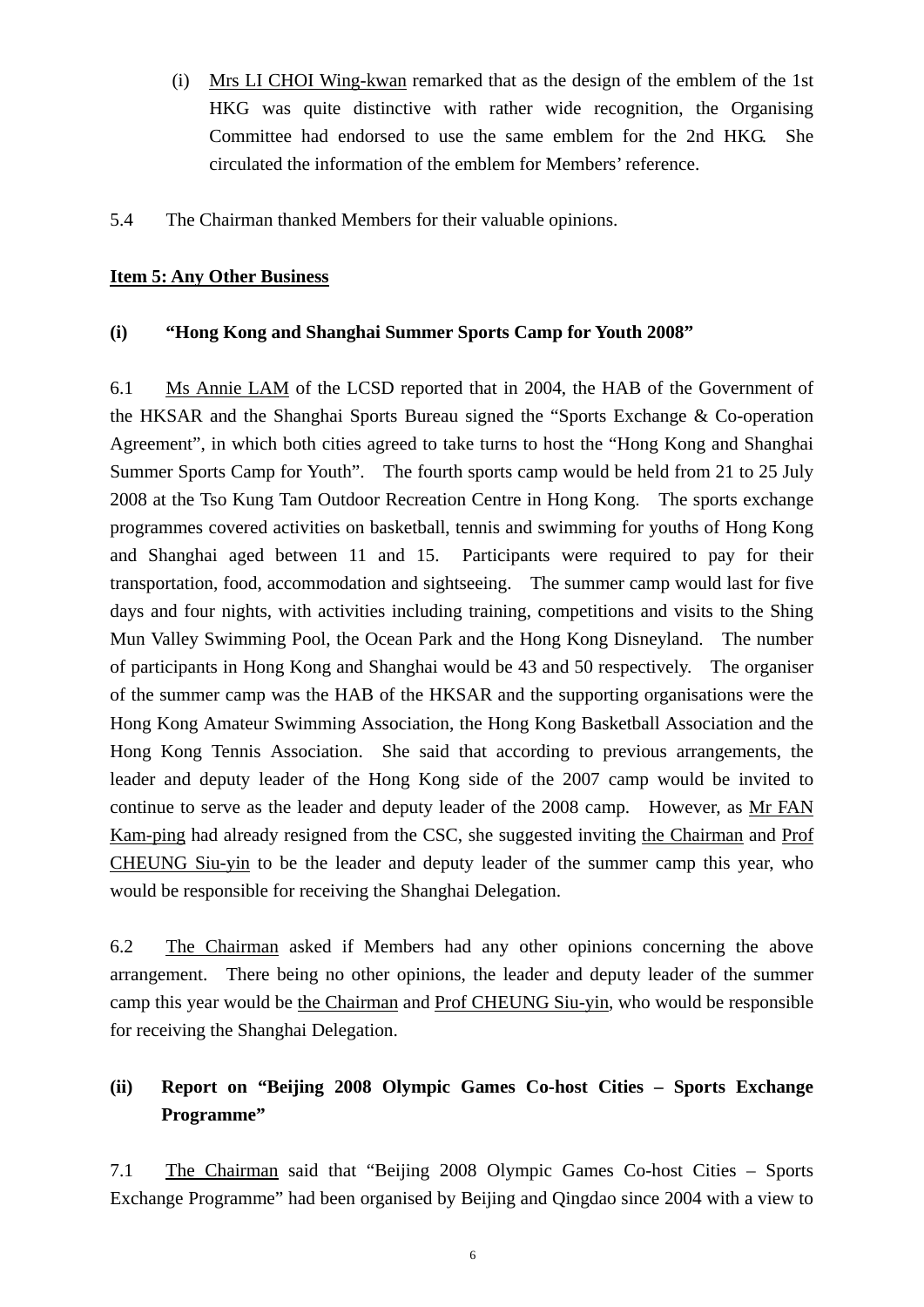(i) Mrs LI CHOI Wing-kwan remarked that as the design of the emblem of the 1st HKG was quite distinctive with rather wide recognition, the Organising Committee had endorsed to use the same emblem for the 2nd HKG. She circulated the information of the emblem for Members' reference.

5.4 The Chairman thanked Members for their valuable opinions.

**Item 5: Any Other Business**

**(i) "Hong Kong and Shanghai Summer Sports Camp for Youth 2008"**

6.1 Ms Annie LAM of the LCSD reported that in 2004, the HAB of the Government of the HKSAR and the Shanghai Sports Bureau signed the "Sports Exchange & Co-operation Agreement", in which both cities agreed to take turns to host the "Hong Kong and Shanghai Summer Sports Camp for Youth". The fourth sports camp would be held from 21 to 25 July 2008 at the Tso Kung Tam Outdoor Recreation Centre in Hong Kong. The sports exchange programmes covered activities on basketball, tennis and swimming for youths of Hong Kong and Shanghai aged between 11 and 15. Participants were required to pay for their transportation, food, accommodation and sightseeing. The summer camp would last for five days and four nights, with activities including training, competitions and visits to the Shing Mun Valley Swimming Pool, the Ocean Park and the Hong Kong Disneyland. The number of participants in Hong Kong and Shanghai would be 43 and 50 respectively. The organiser of the summer camp was the HAB of the HKSAR and the supporting organisations were the Hong Kong Amateur Swimming Association, the Hong Kong Basketball Association and the Hong Kong Tennis Association. She said that according to previous arrangements, the leader and deputy leader of the Hong Kong side of the 2007 camp would be invited to continue to serve as the leader and deputy leader of the 2008 camp. However, as Mr FAN Kam-ping had already resigned from the CSC, she suggested inviting the Chairman and Prof CHEUNG Siu-yin to be the leader and deputy leader of the summer camp this year, who would be responsible for receiving the Shanghai Delegation.

6.2 The Chairman asked if Members had any other opinions concerning the above arrangement. There being no other opinions, the leader and deputy leader of the summer camp this year would be the Chairman and Prof CHEUNG Siu-yin, who would be responsible for receiving the Shanghai Delegation.

**(ii) Report on "Beijing 2008 Olympic Games Co-host Cities – Sports Exchange Programme"**

7.1 The Chairman said that "Beijing 2008 Olympic Games Co-host Cities – Sports Exchange Programme" had been organised by Beijing and Qingdao since 2004 with a view to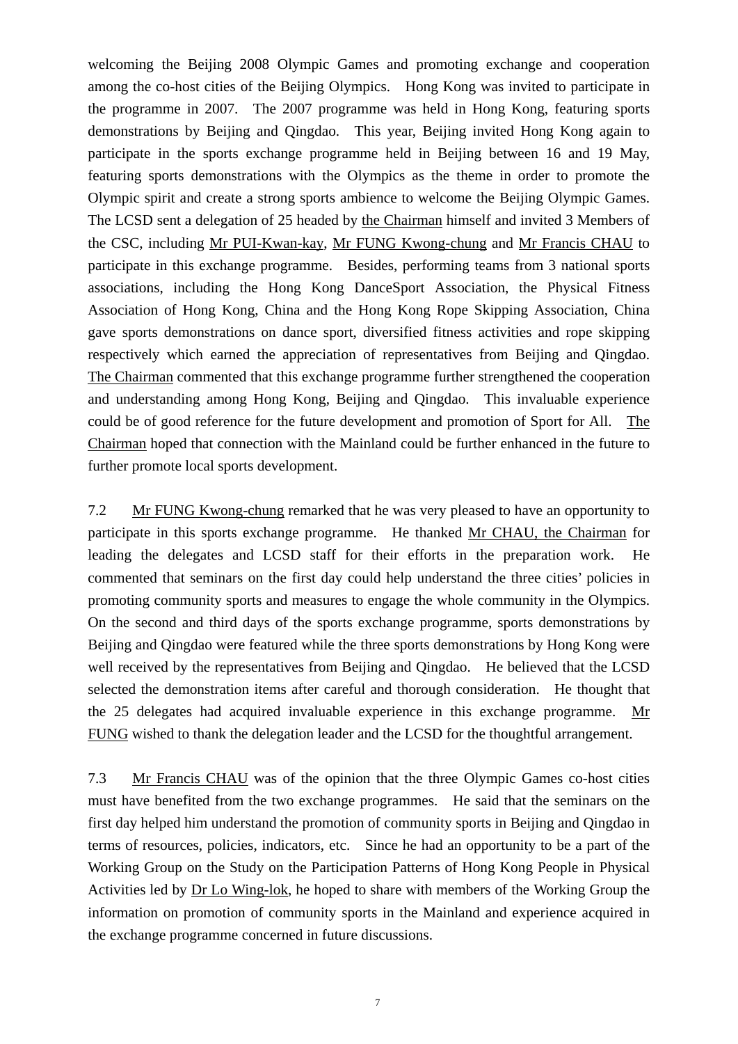welcoming the Beijing 2008 Olympic Games and promoting exchange and cooperation among the co-host cities of the Beijing Olympics. Hong Kong was invited to participate in the programme in 2007. The 2007 programme was held in Hong Kong, featuring sports demonstrations by Beijing and Qingdao. This year, Beijing invited Hong Kong again to participate in the sports exchange programme held in Beijing between 16 and 19 May, featuring sports demonstrations with the Olympics as the theme in order to promote the Olympic spirit and create a strong sports ambience to welcome the Beijing Olympic Games. The LCSD sent a delegation of 25 headed by the Chairman himself and invited 3 Members of the CSC, including Mr PUI-Kwan-kay, Mr FUNG Kwong-chung and Mr Francis CHAU to participate in this exchange programme. Besides, performing teams from 3 national sports associations, including the Hong Kong DanceSport Association, the Physical Fitness Association of Hong Kong, China and the Hong Kong Rope Skipping Association, China gave sports demonstrations on dance sport, diversified fitness activities and rope skipping respectively which earned the appreciation of representatives from Beijing and Qingdao. The Chairman commented that this exchange programme further strengthened the cooperation and understanding among Hong Kong, Beijing and Qingdao. This invaluable experience could be of good reference for the future development and promotion of Sport for All. The Chairman hoped that connection with the Mainland could be further enhanced in the future to further promote local sports development.

7.2 Mr FUNG Kwong-chung remarked that he was very pleased to have an opportunity to participate in this sports exchange programme. He thanked Mr CHAU, the Chairman for leading the delegates and LCSD staff for their efforts in the preparation work. He commented that seminars on the first day could help understand the three cities' policies in promoting community sports and measures to engage the whole community in the Olympics. On the second and third days of the sports exchange programme, sports demonstrations by Beijing and Qingdao were featured while the three sports demonstrations by Hong Kong were well received by the representatives from Beijing and Qingdao. He believed that the LCSD selected the demonstration items after careful and thorough consideration. He thought that the 25 delegates had acquired invaluable experience in this exchange programme. Mr FUNG wished to thank the delegation leader and the LCSD for the thoughtful arrangement.

7.3 Mr Francis CHAU was of the opinion that the three Olympic Games co-host cities must have benefited from the two exchange programmes. He said that the seminars on the first day helped him understand the promotion of community sports in Beijing and Qingdao in terms of resources, policies, indicators, etc. Since he had an opportunity to be a part of the Working Group on the Study on the Participation Patterns of Hong Kong People in Physical Activities led by Dr Lo Wing-lok, he hoped to share with members of the Working Group the information on promotion of community sports in the Mainland and experience acquired in the exchange programme concerned in future discussions.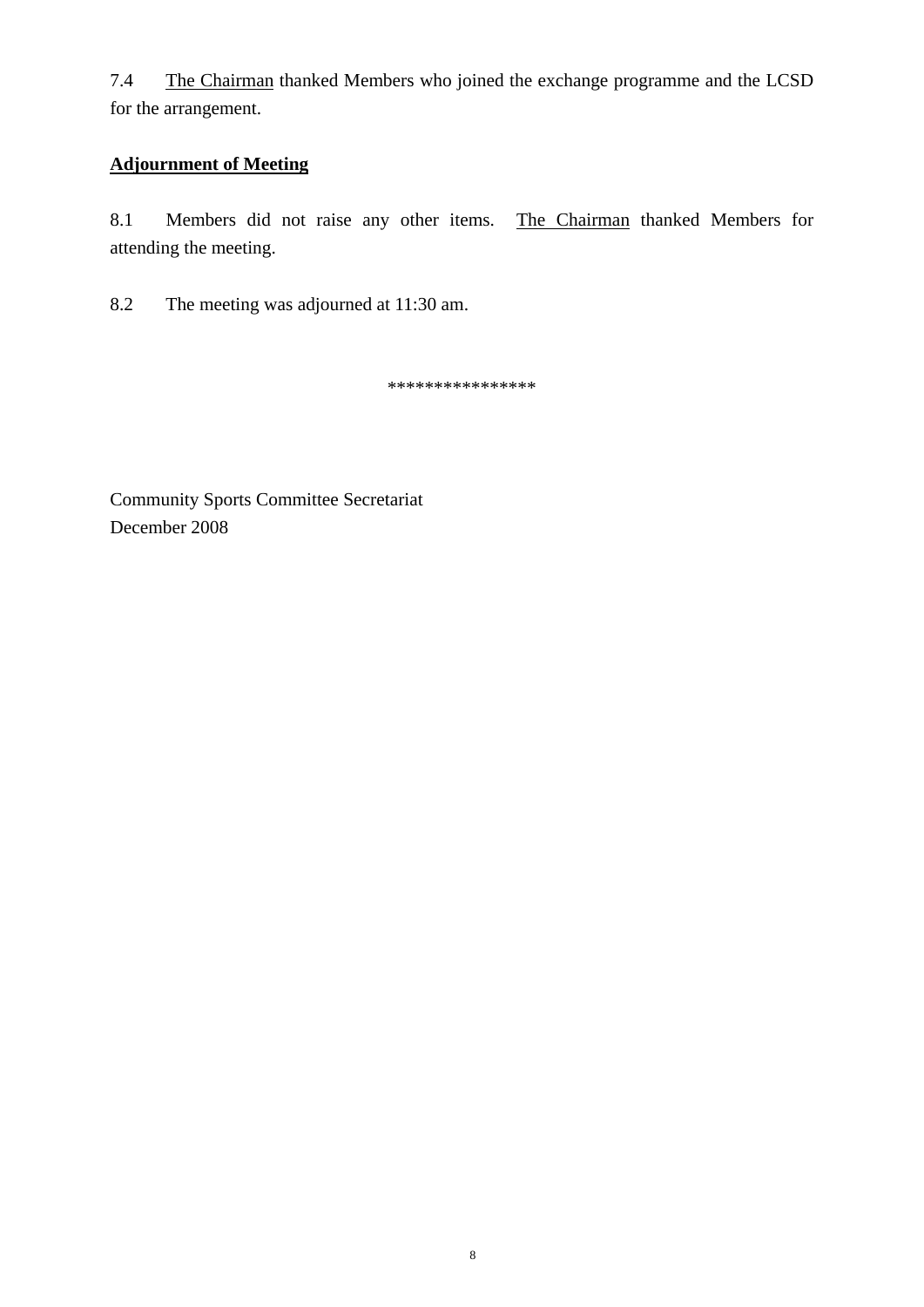7.4 The Chairman thanked Members who joined the exchange programme and the LCSD for the arrangement.

**Adjournment of Meeting**

8.1 Members did not raise any other items. The Chairman thanked Members for attending the meeting.

8.2 The meeting was adjourned at 11:30 am.

****************

Community Sports Committee Secretariat
December 2008